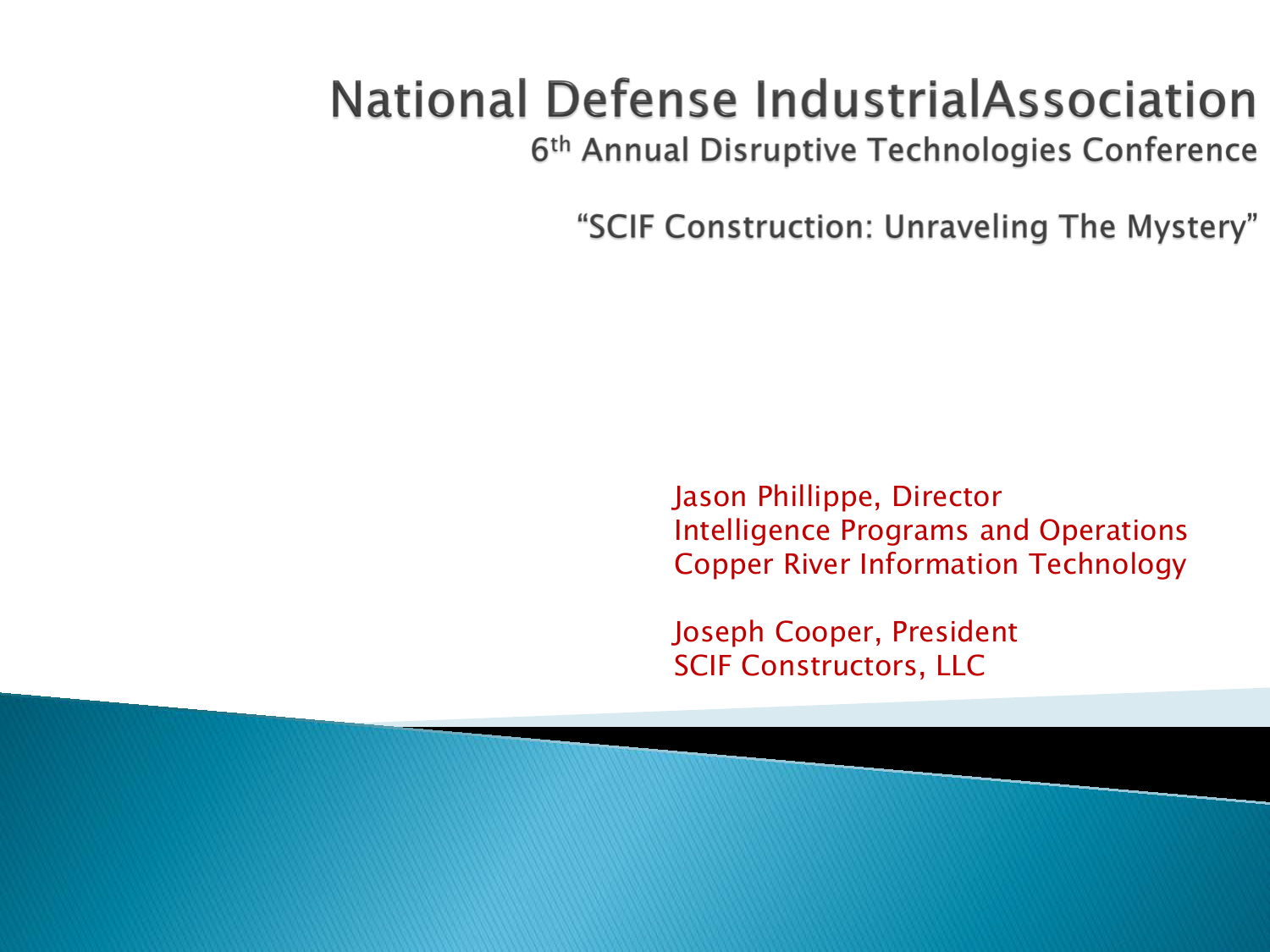# National Defense IndustrialAssociation

## 6th Annual Disruptive Technologies Conference

## "SCIF Construction: Unraveling The Mystery"

Jason Phillippe, Director
Intelligence Programs and Operations
Copper River Information Technology

Joseph Cooper, President
SCIF Constructors, LLC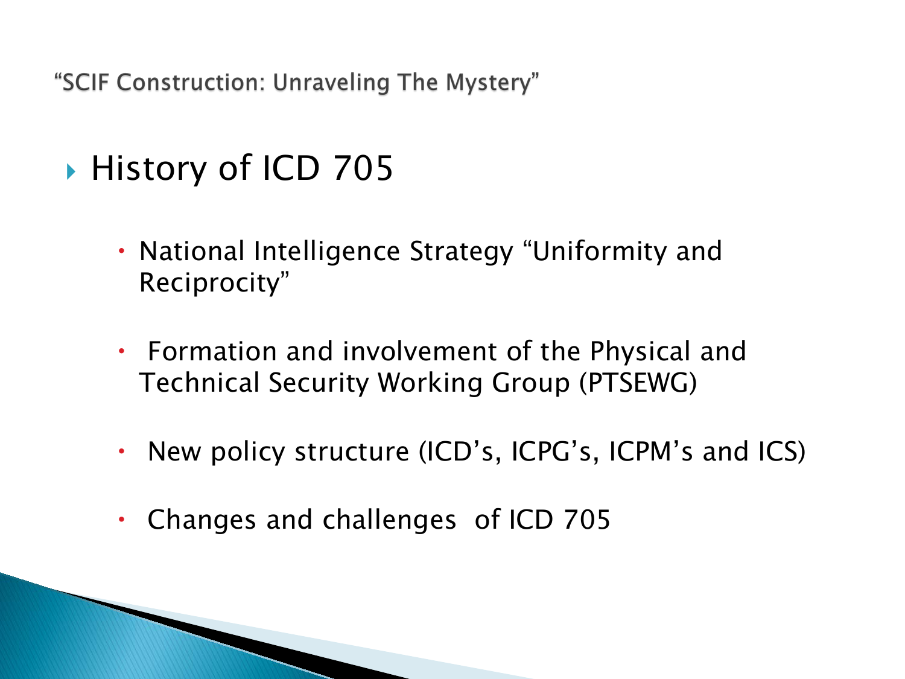"SCIF Construction: Unraveling The Mystery"

## History of ICD 705

- National Intelligence Strategy "Uniformity and Reciprocity"
- Formation and involvement of the Physical and Technical Security Working Group (PTSEWG)
- New policy structure (ICD's, ICPG's, ICPM's and ICS)
- Changes and challenges of ICD 705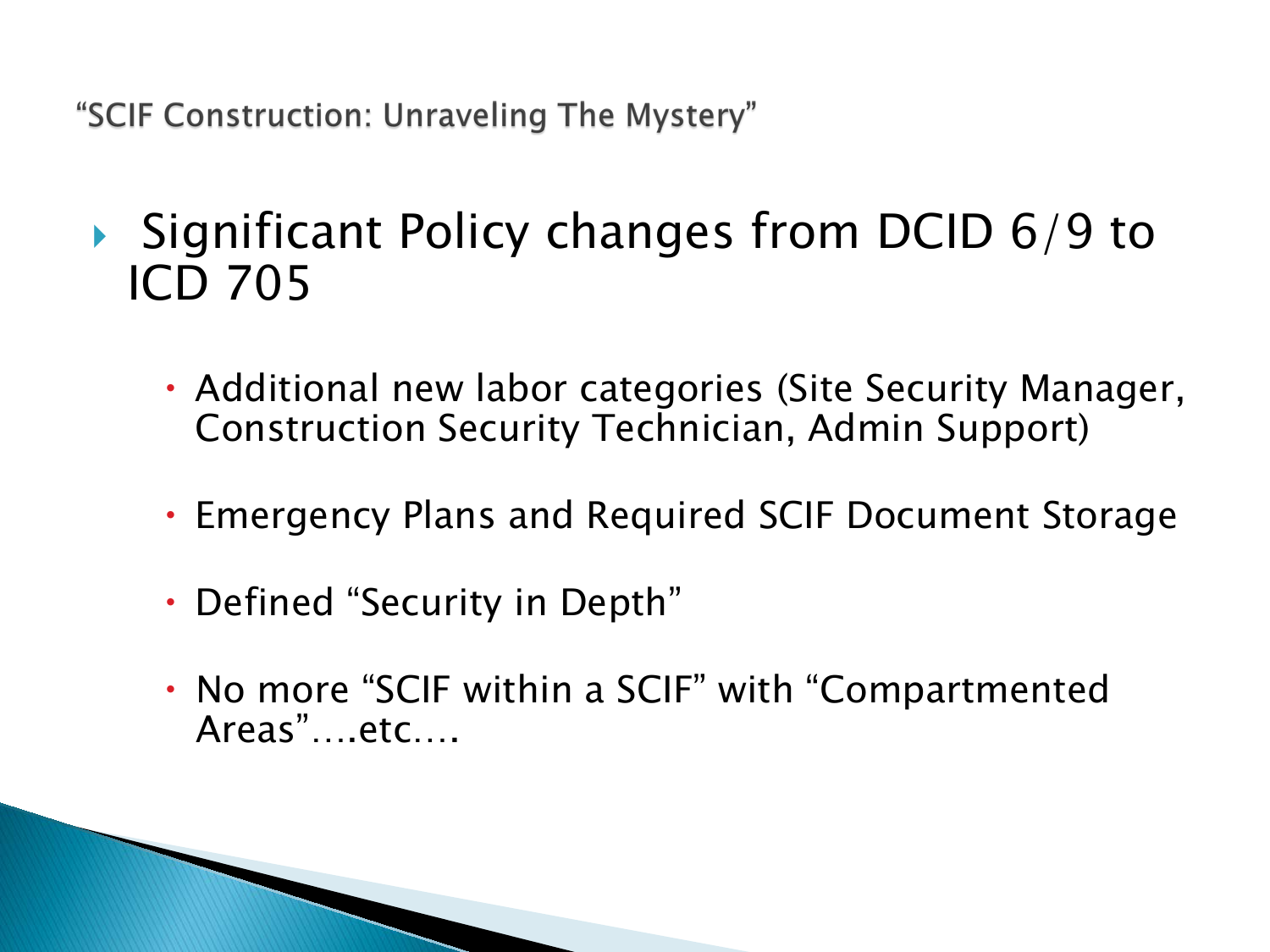“SCIF Construction: Unraveling The Mystery”

- Significant Policy changes from DCID 6/9 to ICD 705
  - Additional new labor categories (Site Security Manager, Construction Security Technician, Admin Support)
  - Emergency Plans and Required SCIF Document Storage
  - Defined “Security in Depth”
  - No more “SCIF within a SCIF” with “Compartmented Areas”….etc….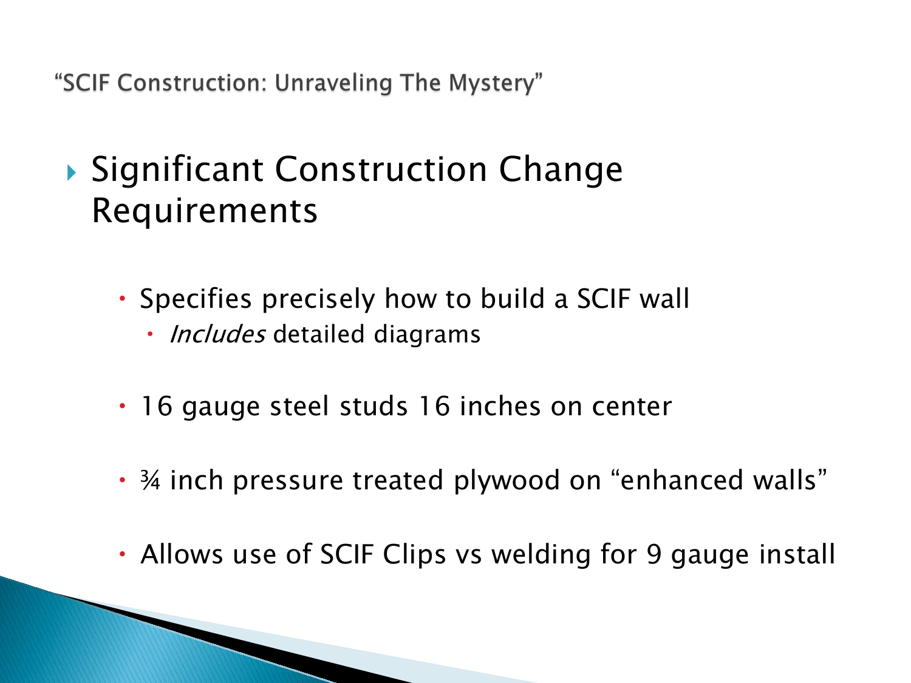"SCIF Construction: Unraveling The Mystery"

## Significant Construction Change Requirements

- Specifies precisely how to build a SCIF wall
  - *Includes* detailed diagrams
- 16 gauge steel studs 16 inches on center
- ¾ inch pressure treated plywood on "enhanced walls"
- Allows use of SCIF Clips vs welding for 9 gauge install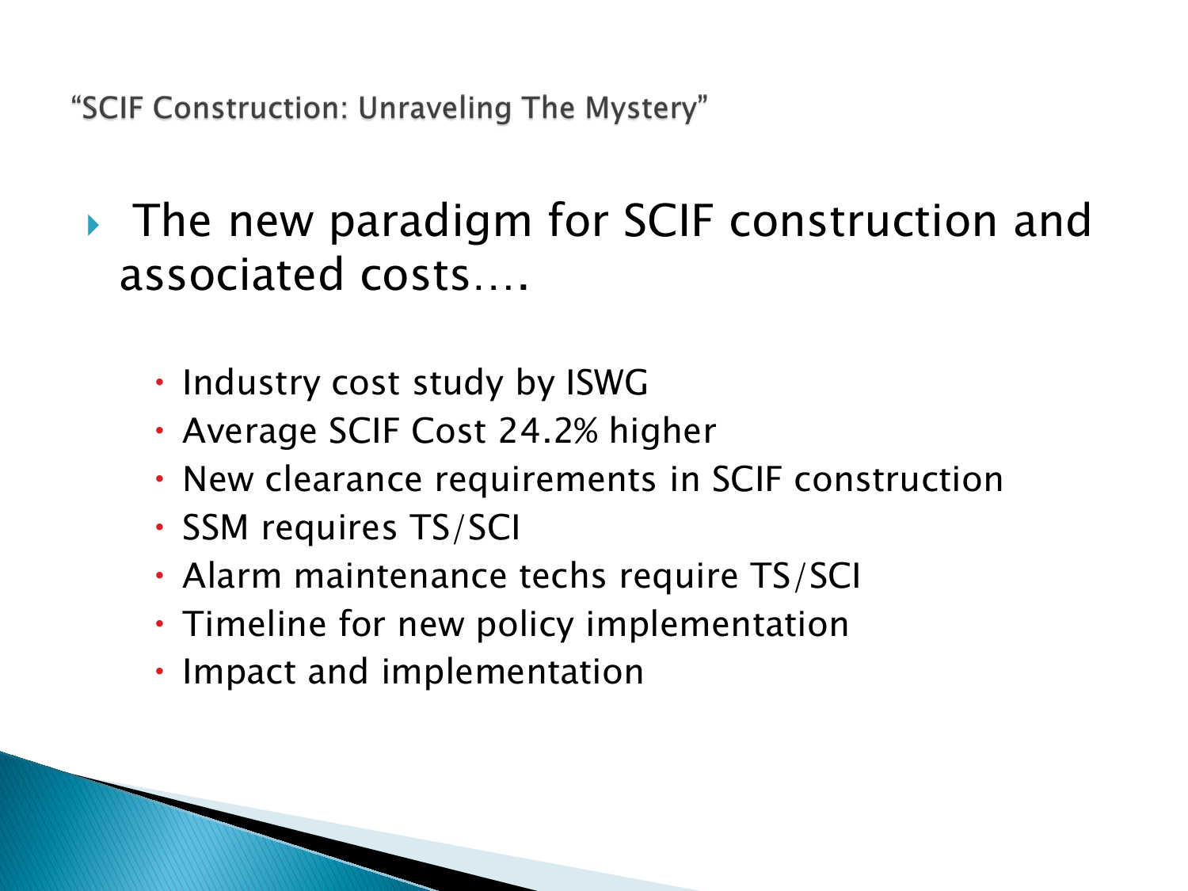"SCIF Construction: Unraveling The Mystery"

- The new paradigm for SCIF construction and associated costs….
  - Industry cost study by ISWG
  - Average SCIF Cost 24.2% higher
  - New clearance requirements in SCIF construction
  - SSM requires TS/SCI
  - Alarm maintenance techs require TS/SCI
  - Timeline for new policy implementation
  - Impact and implementation